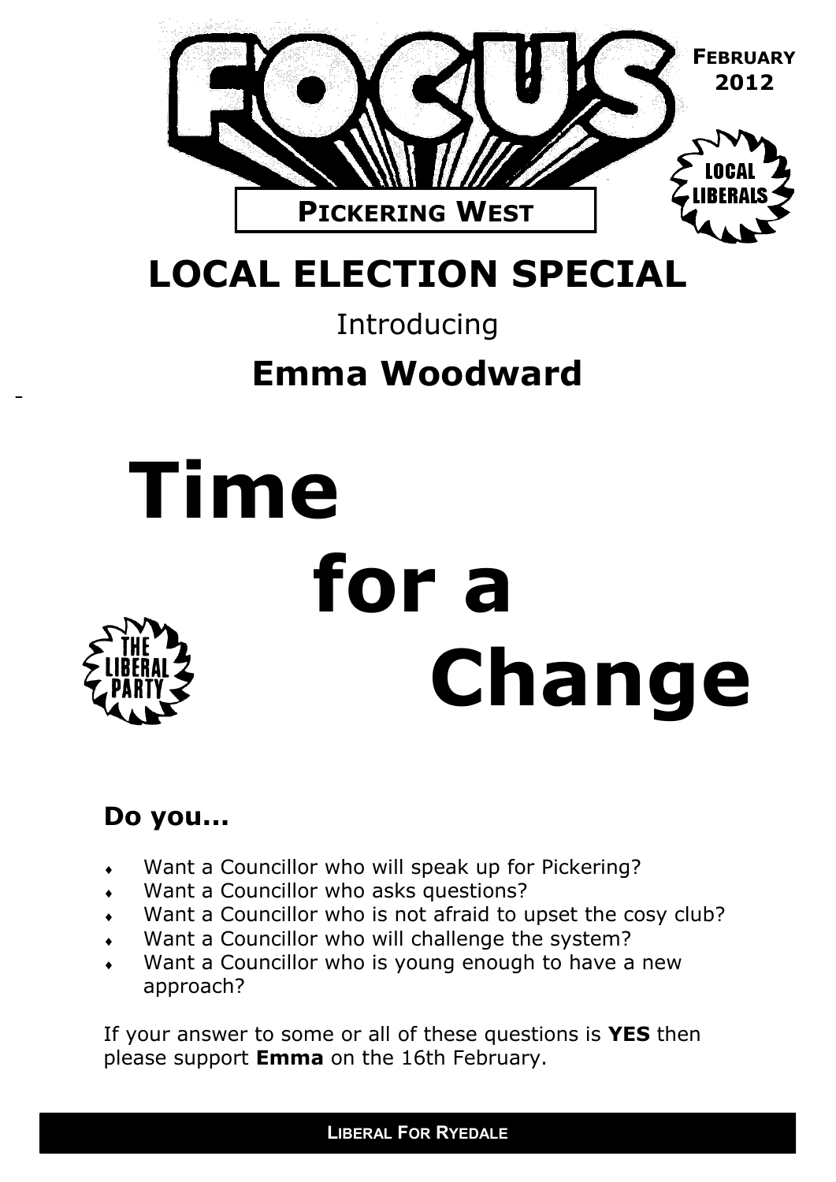# FOCUS

**FEBRUARY 2012**

**PICKERING WEST**

LOCAL LIBERALS

# LOCAL ELECTION SPECIAL

Introducing

## Emma Woodward

# Time for a Change

THE LIBERAL PARTY

### Do you…

- Want a Councillor who will speak up for Pickering?
- Want a Councillor who asks questions?
- Want a Councillor who is not afraid to upset the cosy club?
- Want a Councillor who will challenge the system?
- Want a Councillor who is young enough to have a new approach?

If your answer to some or all of these questions is **YES** then please support **Emma** on the 16th February.

**LIBERAL FOR RYEDALE**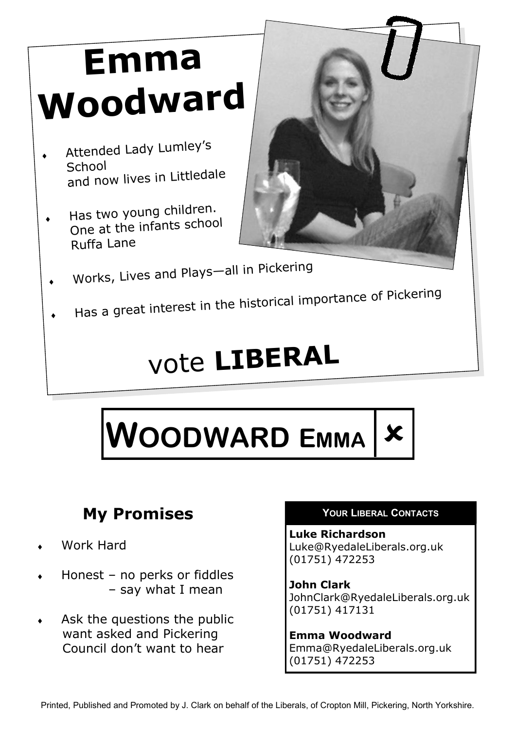# Emma Woodward

- Attended Lady Lumley's School and now lives in Littledale
- Has two young children. One at the infants school Ruffa Lane
- Works, Lives and Plays—all in Pickering
- Has a great interest in the historical importance of Pickering

vote **LIBERAL**

| WOODWARD EMMA | ✘ |
|---|---|

## My Promises

- Work Hard
- Honest – no perks or fiddles – say what I mean
- Ask the questions the public want asked and Pickering Council don't want to hear

**YOUR LIBERAL CONTACTS**

**Luke Richardson**
Luke@RyedaleLiberals.org.uk
(01751) 472253

**John Clark**
JohnClark@RyedaleLiberals.org.uk
(01751) 417131

**Emma Woodward**
Emma@RyedaleLiberals.org.uk
(01751) 472253

Printed, Published and Promoted by J. Clark on behalf of the Liberals, of Cropton Mill, Pickering, North Yorkshire.